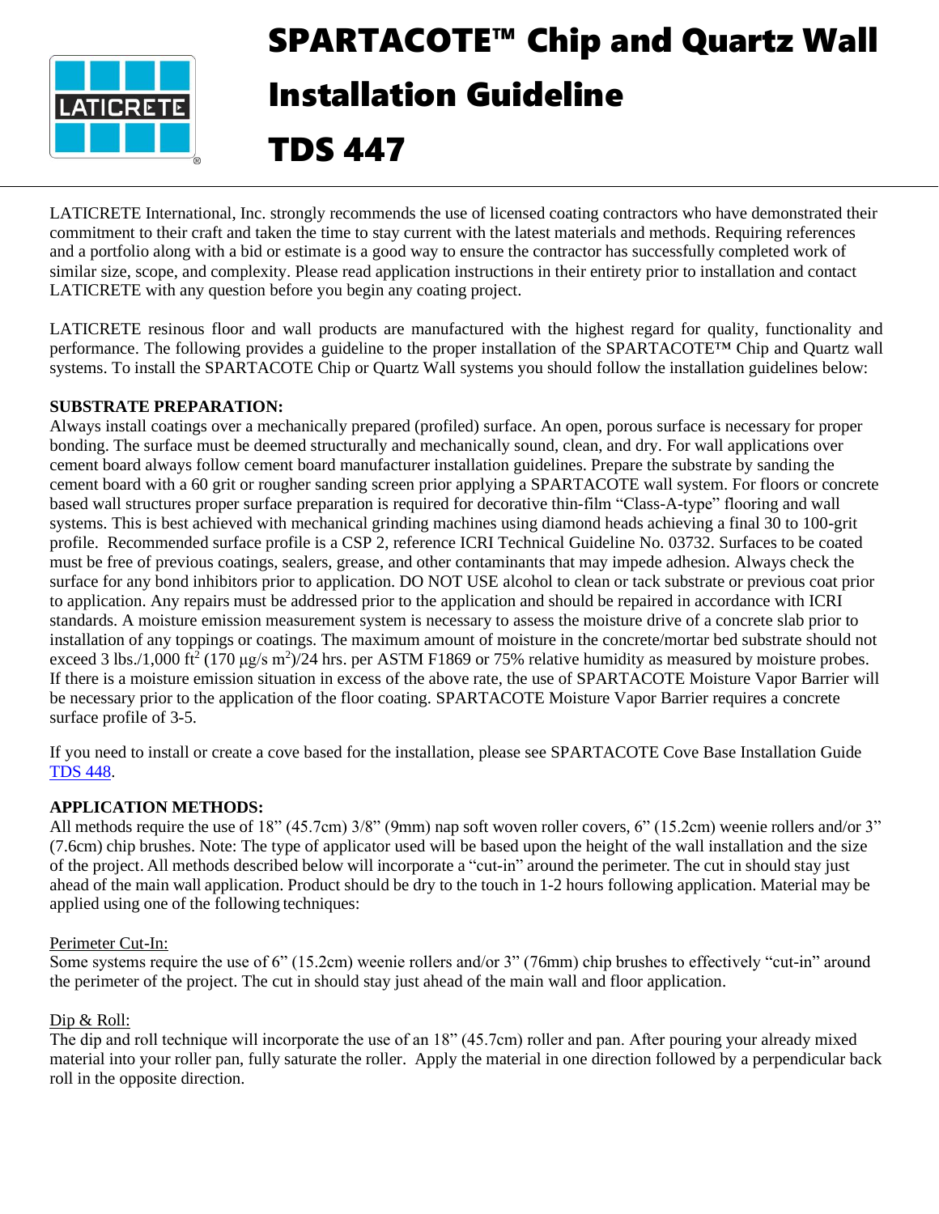# SPARTACOTE™ Chip and Quartz Wall Installation Guideline

# TDS 447

LATICRETE International, Inc. strongly recommends the use of licensed coating contractors who have demonstrated their commitment to their craft and taken the time to stay current with the latest materials and methods. Requiring references and a portfolio along with a bid or estimate is a good way to ensure the contractor has successfully completed work of similar size, scope, and complexity. Please read application instructions in their entirety prior to installation and contact LATICRETE with any question before you begin any coating project.

LATICRETE resinous floor and wall products are manufactured with the highest regard for quality, functionality and performance. The following provides a guideline to the proper installation of the SPARTACOTE™ Chip and Quartz wall systems. To install the SPARTACOTE Chip or Quartz Wall systems you should follow the installation guidelines below:

**SUBSTRATE PREPARATION:**

Always install coatings over a mechanically prepared (profiled) surface. An open, porous surface is necessary for proper bonding. The surface must be deemed structurally and mechanically sound, clean, and dry. For wall applications over cement board always follow cement board manufacturer installation guidelines. Prepare the substrate by sanding the cement board with a 60 grit or rougher sanding screen prior applying a SPARTACOTE wall system. For floors or concrete based wall structures proper surface preparation is required for decorative thin-film "Class-A-type" flooring and wall systems. This is best achieved with mechanical grinding machines using diamond heads achieving a final 30 to 100-grit profile. Recommended surface profile is a CSP 2, reference ICRI Technical Guideline No. 03732. Surfaces to be coated must be free of previous coatings, sealers, grease, and other contaminants that may impede adhesion. Always check the surface for any bond inhibitors prior to application. DO NOT USE alcohol to clean or tack substrate or previous coat prior to application. Any repairs must be addressed prior to the application and should be repaired in accordance with ICRI standards. A moisture emission measurement system is necessary to assess the moisture drive of a concrete slab prior to installation of any toppings or coatings. The maximum amount of moisture in the concrete/mortar bed substrate should not exceed 3 lbs./1,000 $ft^2$ (170 µg/s $m^2$)/24 hrs. per ASTM F1869 or 75% relative humidity as measured by moisture probes. If there is a moisture emission situation in excess of the above rate, the use of SPARTACOTE Moisture Vapor Barrier will be necessary prior to the application of the floor coating. SPARTACOTE Moisture Vapor Barrier requires a concrete surface profile of 3-5.

If you need to install or create a cove based for the installation, please see SPARTACOTE Cove Base Installation Guide TDS 448.

**APPLICATION METHODS:**

All methods require the use of 18" (45.7cm) 3/8" (9mm) nap soft woven roller covers, 6" (15.2cm) weenie rollers and/or 3" (7.6cm) chip brushes. Note: The type of applicator used will be based upon the height of the wall installation and the size of the project. All methods described below will incorporate a "cut-in" around the perimeter. The cut in should stay just ahead of the main wall application. Product should be dry to the touch in 1-2 hours following application. Material may be applied using one of the following techniques:

Perimeter Cut-In:

Some systems require the use of 6" (15.2cm) weenie rollers and/or 3" (76mm) chip brushes to effectively "cut-in" around the perimeter of the project. The cut in should stay just ahead of the main wall and floor application.

Dip & Roll:

The dip and roll technique will incorporate the use of an 18" (45.7cm) roller and pan. After pouring your already mixed material into your roller pan, fully saturate the roller. Apply the material in one direction followed by a perpendicular back roll in the opposite direction.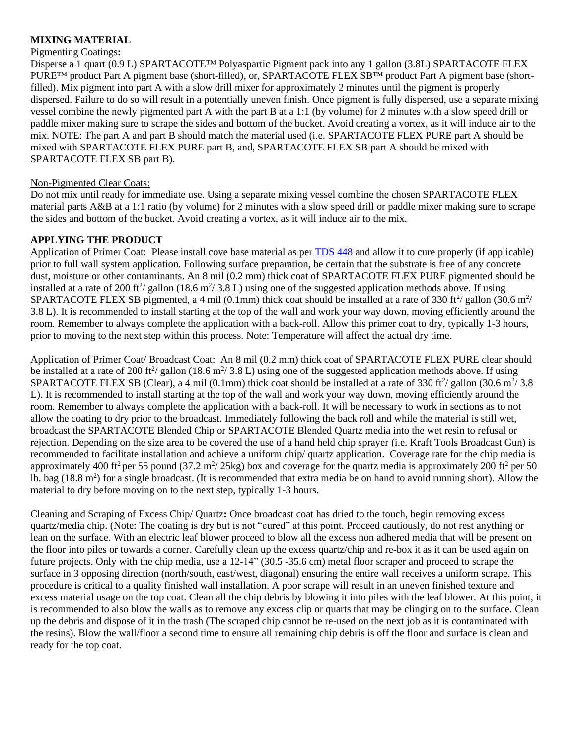## MIXING MATERIAL

Pigmenting Coatings**:**

Disperse a 1 quart (0.9 L) SPARTACOTE™ Polyaspartic Pigment pack into any 1 gallon (3.8L) SPARTACOTE FLEX PURE™ product Part A pigment base (short-filled), or, SPARTACOTE FLEX SB™ product Part A pigment base (short-filled). Mix pigment into part A with a slow drill mixer for approximately 2 minutes until the pigment is properly dispersed. Failure to do so will result in a potentially uneven finish. Once pigment is fully dispersed, use a separate mixing vessel combine the newly pigmented part A with the part B at a 1:1 (by volume) for 2 minutes with a slow speed drill or paddle mixer making sure to scrape the sides and bottom of the bucket. Avoid creating a vortex, as it will induce air to the mix. NOTE: The part A and part B should match the material used (i.e. SPARTACOTE FLEX PURE part A should be mixed with SPARTACOTE FLEX PURE part B, and, SPARTACOTE FLEX SB part A should be mixed with SPARTACOTE FLEX SB part B).

Non-Pigmented Clear Coats:

Do not mix until ready for immediate use. Using a separate mixing vessel combine the chosen SPARTACOTE FLEX material parts A&B at a 1:1 ratio (by volume) for 2 minutes with a slow speed drill or paddle mixer making sure to scrape the sides and bottom of the bucket. Avoid creating a vortex, as it will induce air to the mix.

## APPLYING THE PRODUCT

Application of Primer Coat: Please install cove base material as per TDS 448 and allow it to cure properly (if applicable) prior to full wall system application. Following surface preparation, be certain that the substrate is free of any concrete dust, moisture or other contaminants. An 8 mil (0.2 mm) thick coat of SPARTACOTE FLEX PURE pigmented should be installed at a rate of 200 $ft^2$/ gallon (18.6 $m^2$/ 3.8 L) using one of the suggested application methods above. If using SPARTACOTE FLEX SB pigmented, a 4 mil (0.1mm) thick coat should be installed at a rate of 330 $ft^2$/ gallon (30.6 $m^2$/ 3.8 L). It is recommended to install starting at the top of the wall and work your way down, moving efficiently around the room. Remember to always complete the application with a back-roll. Allow this primer coat to dry, typically 1-3 hours, prior to moving to the next step within this process. Note: Temperature will affect the actual dry time.

Application of Primer Coat/ Broadcast Coat: An 8 mil (0.2 mm) thick coat of SPARTACOTE FLEX PURE clear should be installed at a rate of 200 $ft^2$/ gallon (18.6 $m^2$/ 3.8 L) using one of the suggested application methods above. If using SPARTACOTE FLEX SB (Clear), a 4 mil (0.1mm) thick coat should be installed at a rate of 330 $ft^2$/ gallon (30.6 $m^2$/ 3.8 L). It is recommended to install starting at the top of the wall and work your way down, moving efficiently around the room. Remember to always complete the application with a back-roll. It will be necessary to work in sections as to not allow the coating to dry prior to the broadcast. Immediately following the back roll and while the material is still wet, broadcast the SPARTACOTE Blended Chip or SPARTACOTE Blended Quartz media into the wet resin to refusal or rejection. Depending on the size area to be covered the use of a hand held chip sprayer (i.e. Kraft Tools Broadcast Gun) is recommended to facilitate installation and achieve a uniform chip/ quartz application. Coverage rate for the chip media is approximately 400 $ft^2$ per 55 pound (37.2 $m^2$/ 25kg) box and coverage for the quartz media is approximately 200 $ft^2$ per 50 lb. bag (18.8 $m^2$) for a single broadcast. (It is recommended that extra media be on hand to avoid running short). Allow the material to dry before moving on to the next step, typically 1-3 hours.

Cleaning and Scraping of Excess Chip/ Quartz**:** Once broadcast coat has dried to the touch, begin removing excess quartz/media chip. (Note: The coating is dry but is not "cured" at this point. Proceed cautiously, do not rest anything or lean on the surface. With an electric leaf blower proceed to blow all the excess non adhered media that will be present on the floor into piles or towards a corner. Carefully clean up the excess quartz/chip and re-box it as it can be used again on future projects. Only with the chip media, use a 12-14" (30.5 -35.6 cm) metal floor scraper and proceed to scrape the surface in 3 opposing direction (north/south, east/west, diagonal) ensuring the entire wall receives a uniform scrape. This procedure is critical to a quality finished wall installation. A poor scrape will result in an uneven finished texture and excess material usage on the top coat. Clean all the chip debris by blowing it into piles with the leaf blower. At this point, it is recommended to also blow the walls as to remove any excess clip or quarts that may be clinging on to the surface. Clean up the debris and dispose of it in the trash (The scraped chip cannot be re-used on the next job as it is contaminated with the resins). Blow the wall/floor a second time to ensure all remaining chip debris is off the floor and surface is clean and ready for the top coat.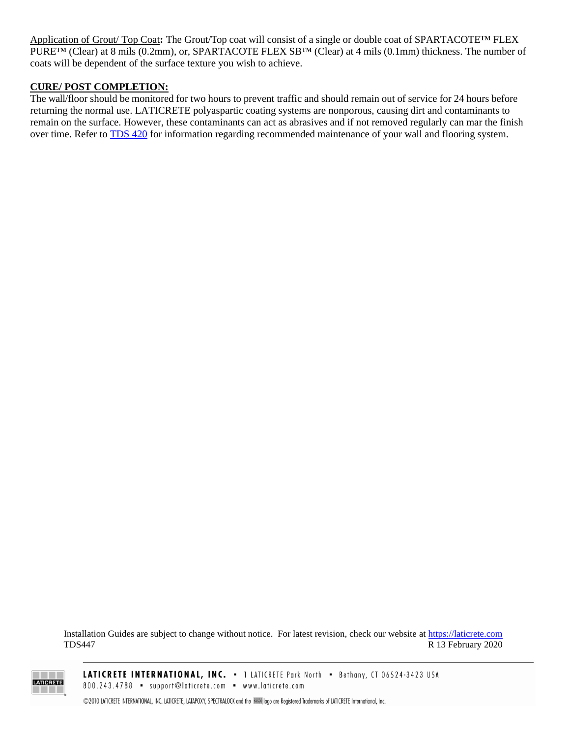Application of Grout/ Top Coat**:** The Grout/Top coat will consist of a single or double coat of SPARTACOTE™ FLEX PURE™ (Clear) at 8 mils (0.2mm), or, SPARTACOTE FLEX SB™ (Clear) at 4 mils (0.1mm) thickness. The number of coats will be dependent of the surface texture you wish to achieve.

**CURE/ POST COMPLETION:**

The wall/floor should be monitored for two hours to prevent traffic and should remain out of service for 24 hours before returning the normal use. LATICRETE polyaspartic coating systems are nonporous, causing dirt and contaminants to remain on the surface. However, these contaminants can act as abrasives and if not removed regularly can mar the finish over time. Refer to [TDS 420](TDS 420) for information regarding recommended maintenance of your wall and flooring system.

Installation Guides are subject to change without notice. For latest revision, check our website at https://laticrete.com

TDS447 R 13 February 2020